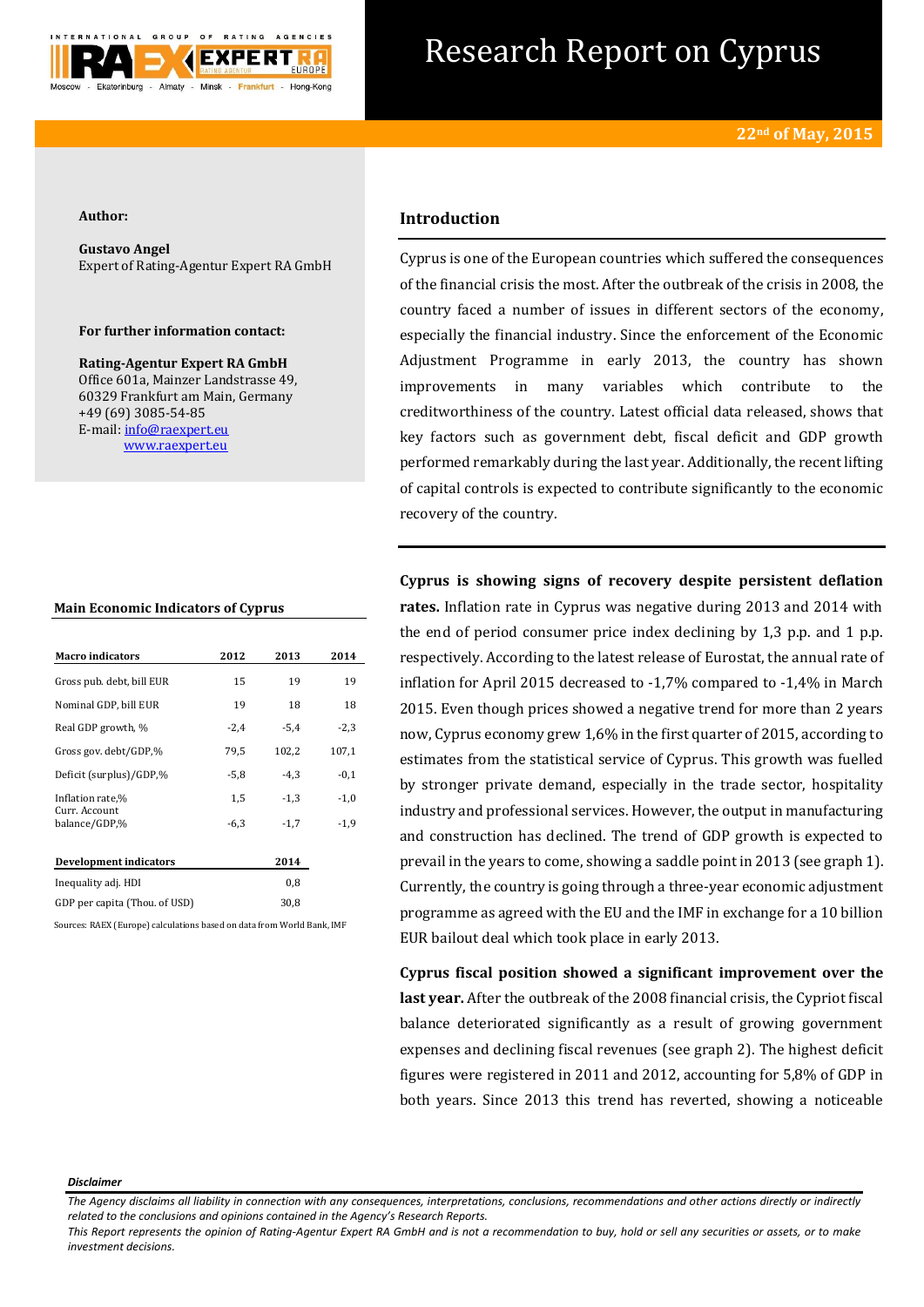# Research Report on Cyprus

**22nd of May, 2015**

**Author:**

**Gustavo Angel**
Expert of Rating-Agentur Expert RA GmbH

**For further information contact:**

**Rating-Agentur Expert RA GmbH**
Office 601a, Mainzer Landstrasse 49,
60329 Frankfurt am Main, Germany
+49 (69) 3085-54-85
E-mail: info@raexpert.eu
www.raexpert.eu

## Introduction

Cyprus is one of the European countries which suffered the consequences of the financial crisis the most. After the outbreak of the crisis in 2008, the country faced a number of issues in different sectors of the economy, especially the financial industry. Since the enforcement of the Economic Adjustment Programme in early 2013, the country has shown improvements in many variables which contribute to the creditworthiness of the country. Latest official data released, shows that key factors such as government debt, fiscal deficit and GDP growth performed remarkably during the last year. Additionally, the recent lifting of capital controls is expected to contribute significantly to the economic recovery of the country.

**Main Economic Indicators of Cyprus**

| Macro indicators | 2012 | 2013 | 2014 |
|---|---|---|---|
| Gross pub. debt, bill EUR | 15 | 19 | 19 |
| Nominal GDP, bill EUR | 19 | 18 | 18 |
| Real GDP growth, % | -2,4 | -5,4 | -2,3 |
| Gross gov. debt/GDP,% | 79,5 | 102,2 | 107,1 |
| Deficit (surplus)/GDP,% | -5,8 | -4,3 | -0,1 |
| Inflation rate,% | 1,5 | -1,3 | -1,0 |
| Curr. Account balance/GDP,% | -6,3 | -1,7 | -1,9 |

| Development indicators | 2014 |
|---|---|
| Inequality adj. HDI | 0,8 |
| GDP per capita (Thou. of USD) | 30,8 |

Sources: RAEX (Europe) calculations based on data from World Bank, IMF

**Cyprus is showing signs of recovery despite persistent deflation rates.** Inflation rate in Cyprus was negative during 2013 and 2014 with the end of period consumer price index declining by 1,3 p.p. and 1 p.p. respectively. According to the latest release of Eurostat, the annual rate of inflation for April 2015 decreased to -1,7% compared to -1,4% in March 2015. Even though prices showed a negative trend for more than 2 years now, Cyprus economy grew 1,6% in the first quarter of 2015, according to estimates from the statistical service of Cyprus. This growth was fuelled by stronger private demand, especially in the trade sector, hospitality industry and professional services. However, the output in manufacturing and construction has declined. The trend of GDP growth is expected to prevail in the years to come, showing a saddle point in 2013 (see graph 1). Currently, the country is going through a three-year economic adjustment programme as agreed with the EU and the IMF in exchange for a 10 billion EUR bailout deal which took place in early 2013.

**Cyprus fiscal position showed a significant improvement over the last year.** After the outbreak of the 2008 financial crisis, the Cypriot fiscal balance deteriorated significantly as a result of growing government expenses and declining fiscal revenues (see graph 2). The highest deficit figures were registered in 2011 and 2012, accounting for 5,8% of GDP in both years. Since 2013 this trend has reverted, showing a noticeable

***Disclaimer***

*The Agency disclaims all liability in connection with any consequences, interpretations, conclusions, recommendations and other actions directly or indirectly related to the conclusions and opinions contained in the Agency's Research Reports.*
*This Report represents the opinion of Rating-Agentur Expert RA GmbH and is not a recommendation to buy, hold or sell any securities or assets, or to make investment decisions.*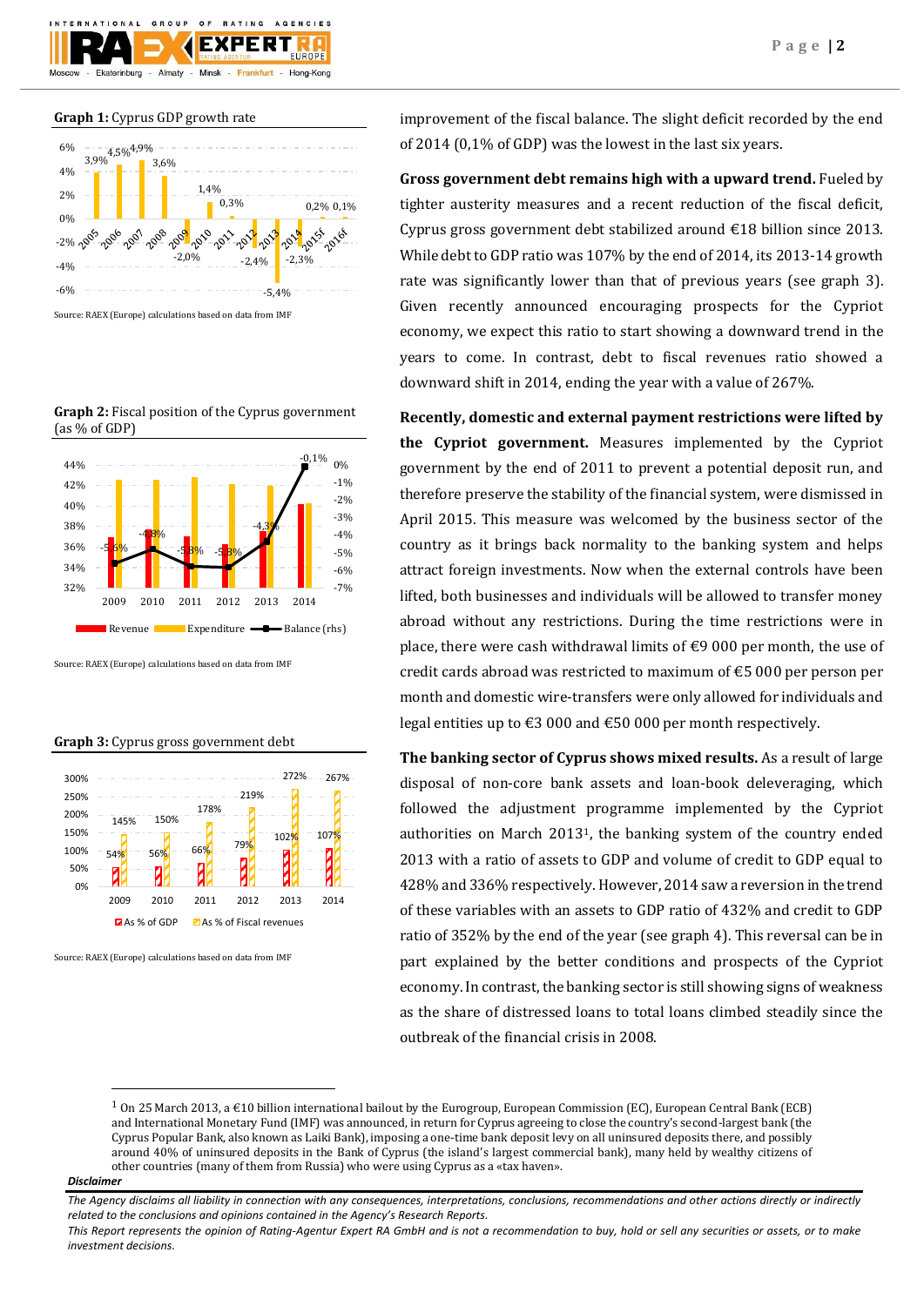**Graph 1:** Cyprus GDP growth rate

| 2005 | 2006 | 2007 | 2008 | 2009 | 2010 | 2011 | 2012 | 2013 | 2014 | 2015f | 2016f |
|---|---|---|---|---|---|---|---|---|---|---|---|
| 3,9% | 4,5% | 4,9% | 3,6% | -2,0% | 1,4% | 0,3% | -2,4% | -5,4% | -2,3% | 0,2% | 0,1% |

Source: RAEX (Europe) calculations based on data from IMF

**Graph 2:** Fiscal position of the Cyprus government (as % of GDP)

| | 2009 | 2010 | 2011 | 2012 | 2013 | 2014 |
|---|---|---|---|---|---|---|
| Balance (rhs) | -5,6% | -4,8% | -5,8% | -5,8% | -4,3% | -0,1% |

Source: RAEX (Europe) calculations based on data from IMF

**Graph 3:** Cyprus gross government debt

| | 2009 | 2010 | 2011 | 2012 | 2013 | 2014 |
|---|---|---|---|---|---|---|
| As % of GDP | 54% | 56% | 66% | 79% | 102% | 107% |
| As % of Fiscal revenues | 145% | 150% | 178% | 219% | 272% | 267% |

Source: RAEX (Europe) calculations based on data from IMF

improvement of the fiscal balance. The slight deficit recorded by the end of 2014 (0,1% of GDP) was the lowest in the last six years.

**Gross government debt remains high with a upward trend.** Fueled by tighter austerity measures and a recent reduction of the fiscal deficit, Cyprus gross government debt stabilized around €18 billion since 2013. While debt to GDP ratio was 107% by the end of 2014, its 2013-14 growth rate was significantly lower than that of previous years (see graph 3). Given recently announced encouraging prospects for the Cypriot economy, we expect this ratio to start showing a downward trend in the years to come. In contrast, debt to fiscal revenues ratio showed a downward shift in 2014, ending the year with a value of 267%.

**Recently, domestic and external payment restrictions were lifted by the Cypriot government.** Measures implemented by the Cypriot government by the end of 2011 to prevent a potential deposit run, and therefore preserve the stability of the financial system, were dismissed in April 2015. This measure was welcomed by the business sector of the country as it brings back normality to the banking system and helps attract foreign investments. Now when the external controls have been lifted, both businesses and individuals will be allowed to transfer money abroad without any restrictions. During the time restrictions were in place, there were cash withdrawal limits of €9 000 per month, the use of credit cards abroad was restricted to maximum of €5 000 per person per month and domestic wire-transfers were only allowed for individuals and legal entities up to €3 000 and €50 000 per month respectively.

**The banking sector of Cyprus shows mixed results.** As a result of large disposal of non-core bank assets and loan-book deleveraging, which followed the adjustment programme implemented by the Cypriot authorities on March 2013[1], the banking system of the country ended 2013 with a ratio of assets to GDP and volume of credit to GDP equal to 428% and 336% respectively. However, 2014 saw a reversion in the trend of these variables with an assets to GDP ratio of 432% and credit to GDP ratio of 352% by the end of the year (see graph 4). This reversal can be in part explained by the better conditions and prospects of the Cypriot economy. In contrast, the banking sector is still showing signs of weakness as the share of distressed loans to total loans climbed steadily since the outbreak of the financial crisis in 2008.

[1] On 25 March 2013, a €10 billion international bailout by the Eurogroup, European Commission (EC), European Central Bank (ECB) and International Monetary Fund (IMF) was announced, in return for Cyprus agreeing to close the country's second-largest bank (the Cyprus Popular Bank, also known as Laiki Bank), imposing a one-time bank deposit levy on all uninsured deposits there, and possibly around 40% of uninsured deposits in the Bank of Cyprus (the island's largest commercial bank), many held by wealthy citizens of other countries (many of them from Russia) who were using Cyprus as a «tax haven».

***Disclaimer***

*The Agency disclaims all liability in connection with any consequences, interpretations, conclusions, recommendations and other actions directly or indirectly related to the conclusions and opinions contained in the Agency's Research Reports.*

*This Report represents the opinion of Rating-Agentur Expert RA GmbH and is not a recommendation to buy, hold or sell any securities or assets, or to make investment decisions.*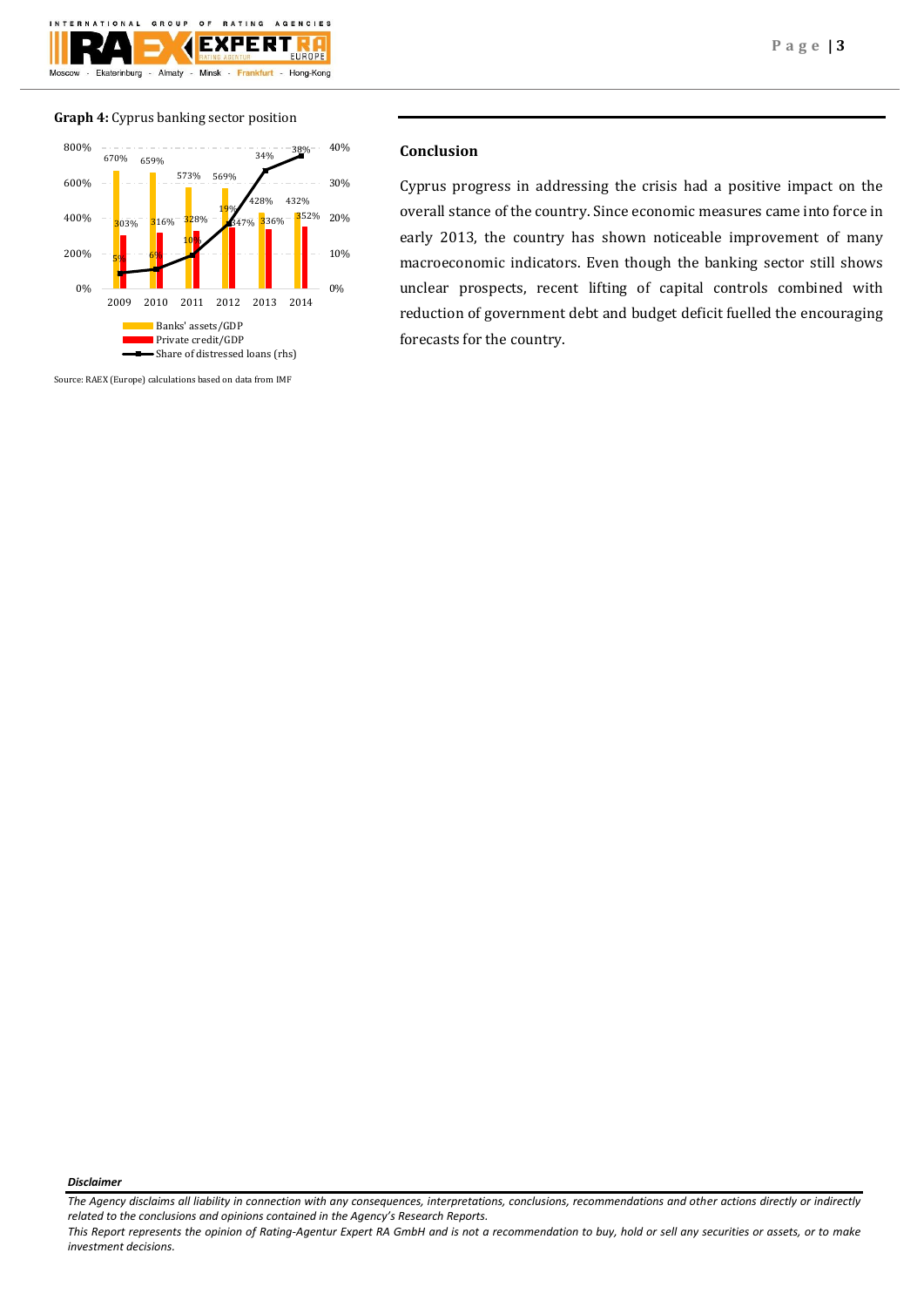**Graph 4:** Cyprus banking sector position

800%
600%
400%
200%
0%

40%
30%
20%
10%
0%

2009 2010 2011 2012 2013 2014

670% 659% 573% 569% 428% 432%

303% 316% 328% 347% 336% 352%

5% 6% 10% 19% 34% 38%

Banks' assets/GDP
Private credit/GDP
Share of distressed loans (rhs)

Source: RAEX (Europe) calculations based on data from IMF

## Conclusion

Cyprus progress in addressing the crisis had a positive impact on the overall stance of the country. Since economic measures came into force in early 2013, the country has shown noticeable improvement of many macroeconomic indicators. Even though the banking sector still shows unclear prospects, recent lifting of capital controls combined with reduction of government debt and budget deficit fuelled the encouraging forecasts for the country.

***Disclaimer***

*The Agency disclaims all liability in connection with any consequences, interpretations, conclusions, recommendations and other actions directly or indirectly related to the conclusions and opinions contained in the Agency's Research Reports.*

*This Report represents the opinion of Rating-Agentur Expert RA GmbH and is not a recommendation to buy, hold or sell any securities or assets, or to make investment decisions.*